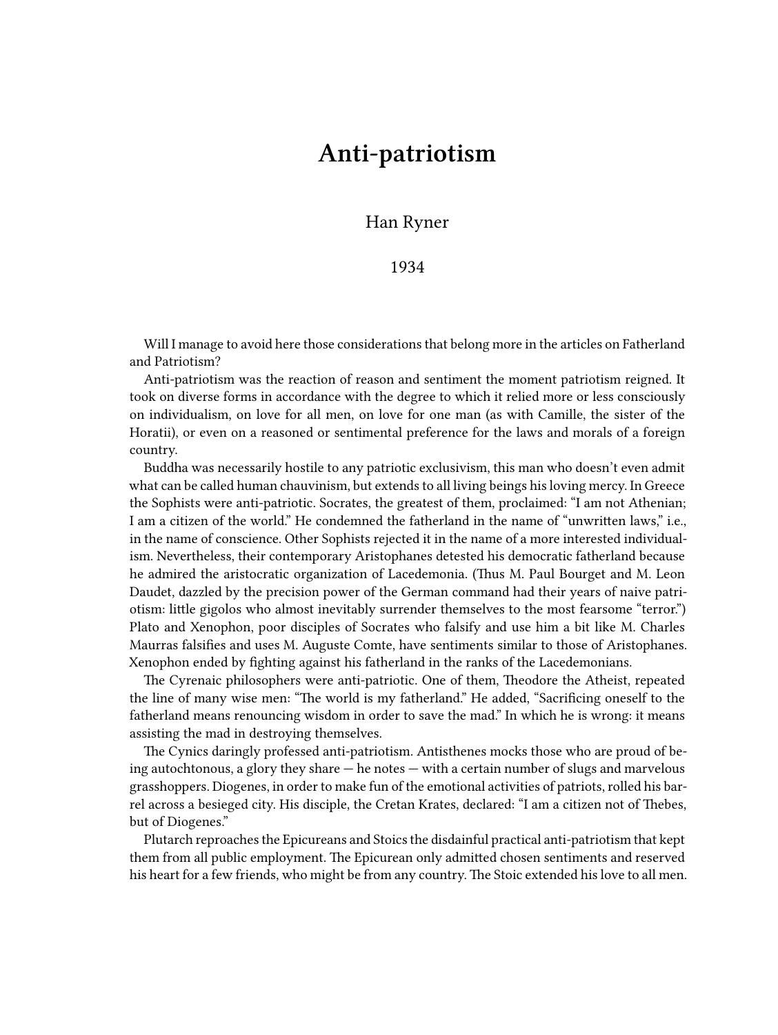# Anti-patriotism

Han Ryner

1934

Will I manage to avoid here those considerations that belong more in the articles on Fatherland and Patriotism?

Anti-patriotism was the reaction of reason and sentiment the moment patriotism reigned. It took on diverse forms in accordance with the degree to which it relied more or less consciously on individualism, on love for all men, on love for one man (as with Camille, the sister of the Horatii), or even on a reasoned or sentimental preference for the laws and morals of a foreign country.

Buddha was necessarily hostile to any patriotic exclusivism, this man who doesn't even admit what can be called human chauvinism, but extends to all living beings his loving mercy. In Greece the Sophists were anti-patriotic. Socrates, the greatest of them, proclaimed: "I am not Athenian; I am a citizen of the world." He condemned the fatherland in the name of "unwritten laws," i.e., in the name of conscience. Other Sophists rejected it in the name of a more interested individualism. Nevertheless, their contemporary Aristophanes detested his democratic fatherland because he admired the aristocratic organization of Lacedemonia. (Thus M. Paul Bourget and M. Leon Daudet, dazzled by the precision power of the German command had their years of naive patriotism: little gigolos who almost inevitably surrender themselves to the most fearsome "terror.") Plato and Xenophon, poor disciples of Socrates who falsify and use him a bit like M. Charles Maurras falsifies and uses M. Auguste Comte, have sentiments similar to those of Aristophanes. Xenophon ended by fighting against his fatherland in the ranks of the Lacedemonians.

The Cyrenaic philosophers were anti-patriotic. One of them, Theodore the Atheist, repeated the line of many wise men: "The world is my fatherland." He added, "Sacrificing oneself to the fatherland means renouncing wisdom in order to save the mad." In which he is wrong: it means assisting the mad in destroying themselves.

The Cynics daringly professed anti-patriotism. Antisthenes mocks those who are proud of being autochtonous, a glory they share — he notes — with a certain number of slugs and marvelous grasshoppers. Diogenes, in order to make fun of the emotional activities of patriots, rolled his barrel across a besieged city. His disciple, the Cretan Krates, declared: "I am a citizen not of Thebes, but of Diogenes."

Plutarch reproaches the Epicureans and Stoics the disdainful practical anti-patriotism that kept them from all public employment. The Epicurean only admitted chosen sentiments and reserved his heart for a few friends, who might be from any country. The Stoic extended his love to all men.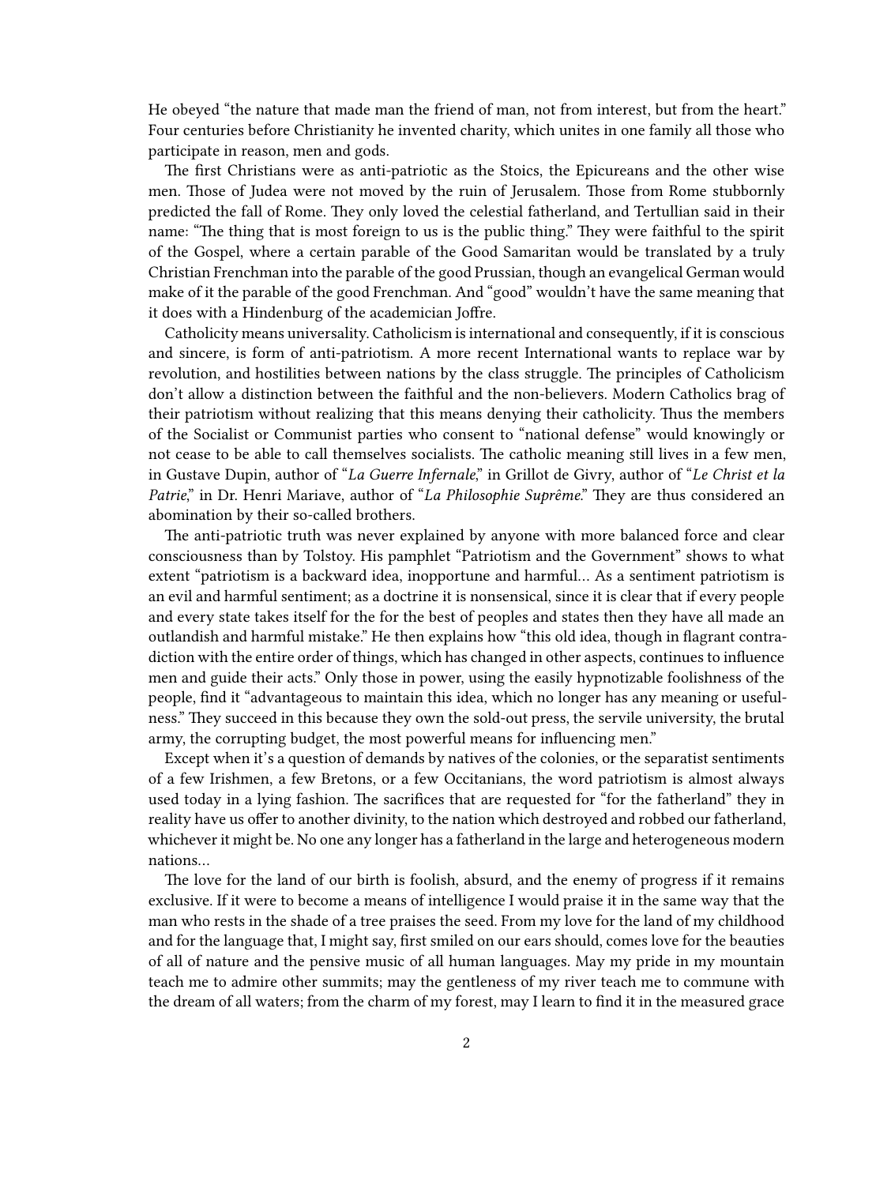He obeyed "the nature that made man the friend of man, not from interest, but from the heart." Four centuries before Christianity he invented charity, which unites in one family all those who participate in reason, men and gods.

The first Christians were as anti-patriotic as the Stoics, the Epicureans and the other wise men. Those of Judea were not moved by the ruin of Jerusalem. Those from Rome stubbornly predicted the fall of Rome. They only loved the celestial fatherland, and Tertullian said in their name: "The thing that is most foreign to us is the public thing." They were faithful to the spirit of the Gospel, where a certain parable of the Good Samaritan would be translated by a truly Christian Frenchman into the parable of the good Prussian, though an evangelical German would make of it the parable of the good Frenchman. And "good" wouldn't have the same meaning that it does with a Hindenburg of the academician Joffre.

Catholicity means universality. Catholicism is international and consequently, if it is conscious and sincere, is form of anti-patriotism. A more recent International wants to replace war by revolution, and hostilities between nations by the class struggle. The principles of Catholicism don't allow a distinction between the faithful and the non-believers. Modern Catholics brag of their patriotism without realizing that this means denying their catholicity. Thus the members of the Socialist or Communist parties who consent to "national defense" would knowingly or not cease to be able to call themselves socialists. The catholic meaning still lives in a few men, in Gustave Dupin, author of "*La Guerre Infernale*," in Grillot de Givry, author of "*Le Christ et la Patrie*," in Dr. Henri Mariave, author of "*La Philosophie Suprême*." They are thus considered an abomination by their so-called brothers.

The anti-patriotic truth was never explained by anyone with more balanced force and clear consciousness than by Tolstoy. His pamphlet "Patriotism and the Government" shows to what extent "patriotism is a backward idea, inopportune and harmful… As a sentiment patriotism is an evil and harmful sentiment; as a doctrine it is nonsensical, since it is clear that if every people and every state takes itself for the for the best of peoples and states then they have all made an outlandish and harmful mistake." He then explains how "this old idea, though in flagrant contradiction with the entire order of things, which has changed in other aspects, continues to influence men and guide their acts." Only those in power, using the easily hypnotizable foolishness of the people, find it "advantageous to maintain this idea, which no longer has any meaning or usefulness." They succeed in this because they own the sold-out press, the servile university, the brutal army, the corrupting budget, the most powerful means for influencing men."

Except when it's a question of demands by natives of the colonies, or the separatist sentiments of a few Irishmen, a few Bretons, or a few Occitanians, the word patriotism is almost always used today in a lying fashion. The sacrifices that are requested for "for the fatherland" they in reality have us offer to another divinity, to the nation which destroyed and robbed our fatherland, whichever it might be. No one any longer has a fatherland in the large and heterogeneous modern nations…

The love for the land of our birth is foolish, absurd, and the enemy of progress if it remains exclusive. If it were to become a means of intelligence I would praise it in the same way that the man who rests in the shade of a tree praises the seed. From my love for the land of my childhood and for the language that, I might say, first smiled on our ears should, comes love for the beauties of all of nature and the pensive music of all human languages. May my pride in my mountain teach me to admire other summits; may the gentleness of my river teach me to commune with the dream of all waters; from the charm of my forest, may I learn to find it in the measured grace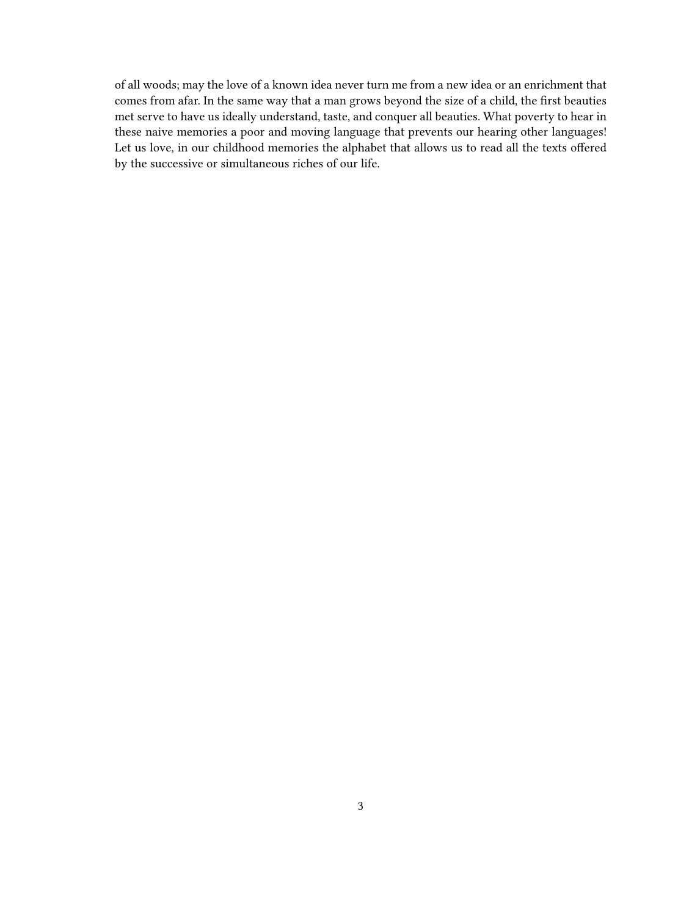of all woods; may the love of a known idea never turn me from a new idea or an enrichment that comes from afar. In the same way that a man grows beyond the size of a child, the first beauties met serve to have us ideally understand, taste, and conquer all beauties. What poverty to hear in these naive memories a poor and moving language that prevents our hearing other languages! Let us love, in our childhood memories the alphabet that allows us to read all the texts offered by the successive or simultaneous riches of our life.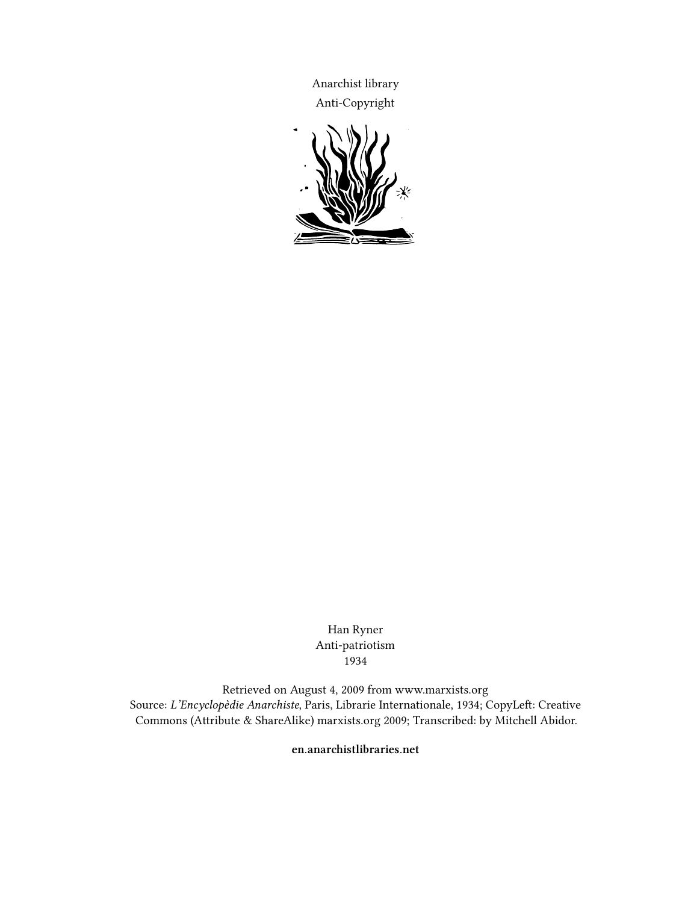Anarchist library
Anti-Copyright

Han Ryner
Anti-patriotism
1934

Retrieved on August 4, 2009 from www.marxists.org
Source: *L'Encyclopèdie Anarchiste*, Paris, Librarie Internationale, 1934; CopyLeft: Creative Commons (Attribute & ShareAlike) marxists.org 2009; Transcribed: by Mitchell Abidor.

**en.anarchistlibraries.net**